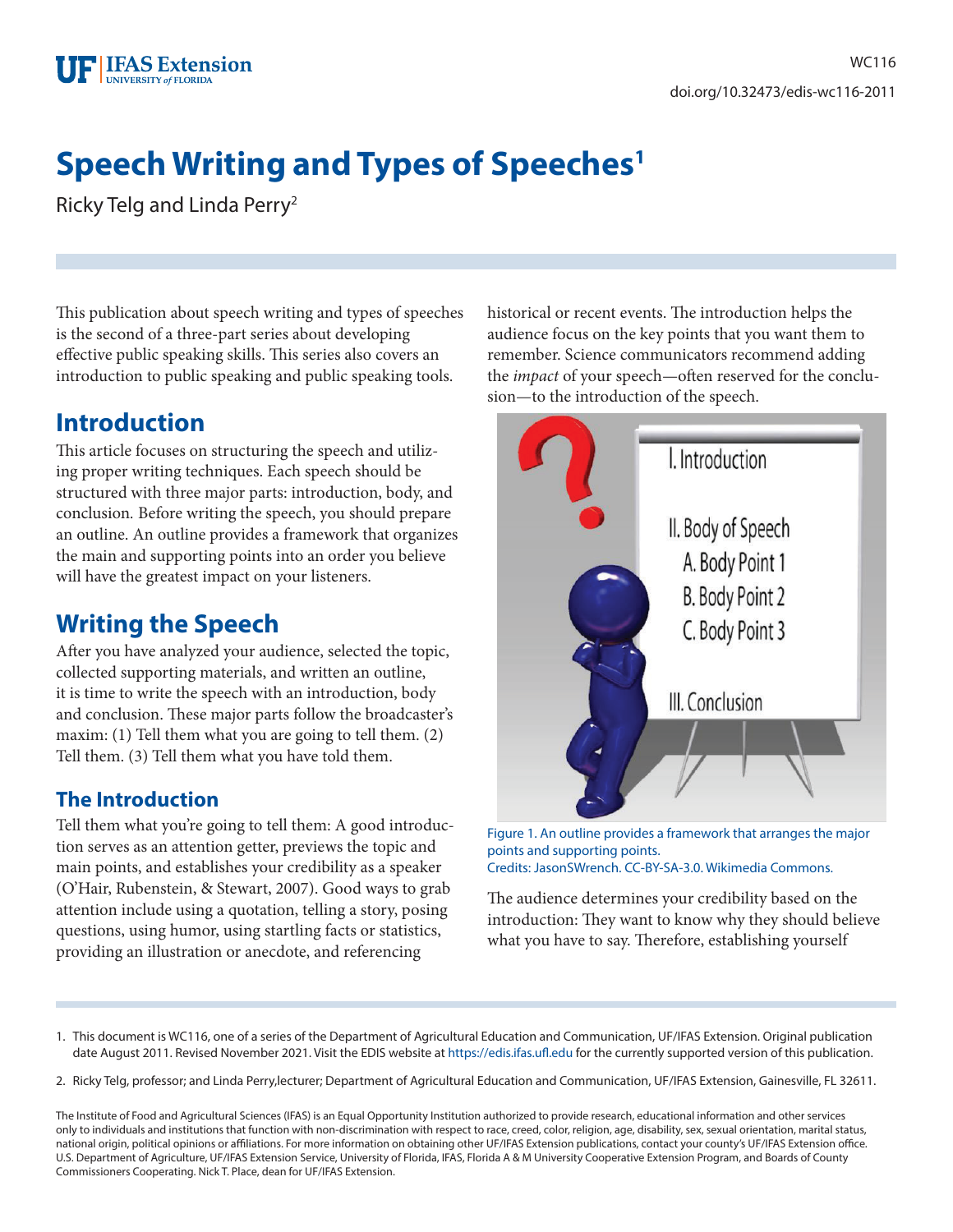# Speech Writing and Types of Speeches[1]

Ricky Telg and Linda Perry[2]

This publication about speech writing and types of speeches is the second of a three-part series about developing effective public speaking skills. This series also covers an introduction to public speaking and public speaking tools.

## Introduction

This article focuses on structuring the speech and utilizing proper writing techniques. Each speech should be structured with three major parts: introduction, body, and conclusion. Before writing the speech, you should prepare an outline. An outline provides a framework that organizes the main and supporting points into an order you believe will have the greatest impact on your listeners.

## Writing the Speech

After you have analyzed your audience, selected the topic, collected supporting materials, and written an outline, it is time to write the speech with an introduction, body and conclusion. These major parts follow the broadcaster's maxim: (1) Tell them what you are going to tell them. (2) Tell them. (3) Tell them what you have told them.

### The Introduction

Tell them what you're going to tell them: A good introduction serves as an attention getter, previews the topic and main points, and establishes your credibility as a speaker (O'Hair, Rubenstein, & Stewart, 2007). Good ways to grab attention include using a quotation, telling a story, posing questions, using humor, using startling facts or statistics, providing an illustration or anecdote, and referencing historical or recent events. The introduction helps the audience focus on the key points that you want them to remember. Science communicators recommend adding the *impact* of your speech—often reserved for the conclusion—to the introduction of the speech.

Figure 1. An outline provides a framework that arranges the major points and supporting points.
Credits: JasonSWrench. CC-BY-SA-3.0. Wikimedia Commons.

The audience determines your credibility based on the introduction: They want to know why they should believe what you have to say. Therefore, establishing yourself

---

1. This document is WC116, one of a series of the Department of Agricultural Education and Communication, UF/IFAS Extension. Original publication date August 2011. Revised November 2021. Visit the EDIS website at https://edis.ifas.ufl.edu for the currently supported version of this publication.

2. Ricky Telg, professor; and Linda Perry,lecturer; Department of Agricultural Education and Communication, UF/IFAS Extension, Gainesville, FL 32611.

The Institute of Food and Agricultural Sciences (IFAS) is an Equal Opportunity Institution authorized to provide research, educational information and other services only to individuals and institutions that function with non-discrimination with respect to race, creed, color, religion, age, disability, sex, sexual orientation, marital status, national origin, political opinions or affiliations. For more information on obtaining other UF/IFAS Extension publications, contact your county's UF/IFAS Extension office. U.S. Department of Agriculture, UF/IFAS Extension Service, University of Florida, IFAS, Florida A & M University Cooperative Extension Program, and Boards of County Commissioners Cooperating. Nick T. Place, dean for UF/IFAS Extension.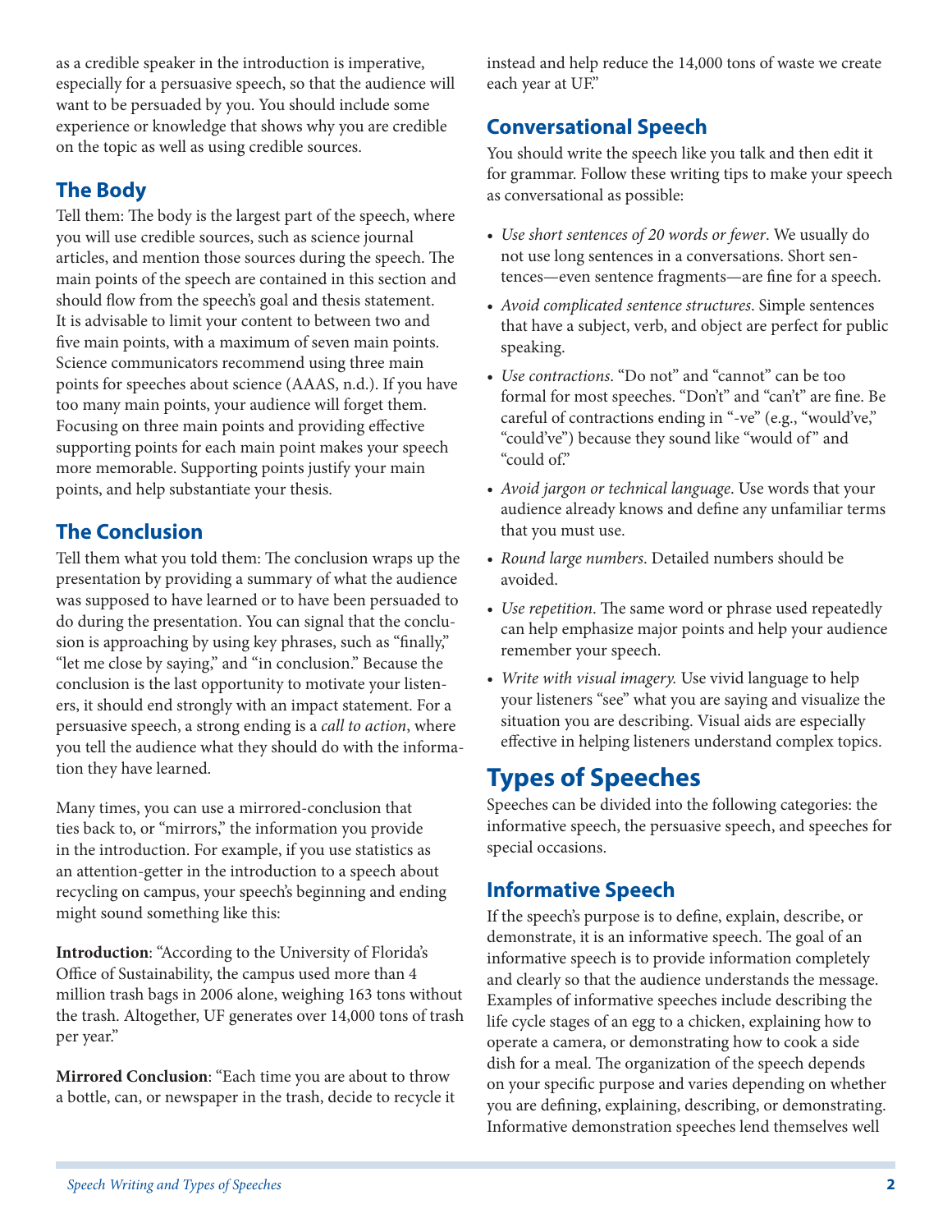as a credible speaker in the introduction is imperative, especially for a persuasive speech, so that the audience will want to be persuaded by you. You should include some experience or knowledge that shows why you are credible on the topic as well as using credible sources.

### The Body

Tell them: The body is the largest part of the speech, where you will use credible sources, such as science journal articles, and mention those sources during the speech. The main points of the speech are contained in this section and should flow from the speech's goal and thesis statement. It is advisable to limit your content to between two and five main points, with a maximum of seven main points. Science communicators recommend using three main points for speeches about science (AAAS, n.d.). If you have too many main points, your audience will forget them. Focusing on three main points and providing effective supporting points for each main point makes your speech more memorable. Supporting points justify your main points, and help substantiate your thesis.

### The Conclusion

Tell them what you told them: The conclusion wraps up the presentation by providing a summary of what the audience was supposed to have learned or to have been persuaded to do during the presentation. You can signal that the conclusion is approaching by using key phrases, such as "finally," "let me close by saying," and "in conclusion." Because the conclusion is the last opportunity to motivate your listeners, it should end strongly with an impact statement. For a persuasive speech, a strong ending is a *call to action*, where you tell the audience what they should do with the information they have learned.

Many times, you can use a mirrored-conclusion that ties back to, or "mirrors," the information you provide in the introduction. For example, if you use statistics as an attention-getter in the introduction to a speech about recycling on campus, your speech's beginning and ending might sound something like this:

**Introduction**: "According to the University of Florida's Office of Sustainability, the campus used more than 4 million trash bags in 2006 alone, weighing 163 tons without the trash. Altogether, UF generates over 14,000 tons of trash per year."

**Mirrored Conclusion**: "Each time you are about to throw a bottle, can, or newspaper in the trash, decide to recycle it instead and help reduce the 14,000 tons of waste we create each year at UF."

### Conversational Speech

You should write the speech like you talk and then edit it for grammar. Follow these writing tips to make your speech as conversational as possible:

- *Use short sentences of 20 words or fewer*. We usually do not use long sentences in a conversations. Short sentences—even sentence fragments—are fine for a speech.
- *Avoid complicated sentence structures*. Simple sentences that have a subject, verb, and object are perfect for public speaking.
- *Use contractions*. "Do not" and "cannot" can be too formal for most speeches. "Don't" and "can't" are fine. Be careful of contractions ending in "-ve" (e.g., "would've," "could've") because they sound like "would of" and "could of."
- *Avoid jargon or technical language*. Use words that your audience already knows and define any unfamiliar terms that you must use.
- *Round large numbers*. Detailed numbers should be avoided.
- *Use repetition*. The same word or phrase used repeatedly can help emphasize major points and help your audience remember your speech.
- *Write with visual imagery.* Use vivid language to help your listeners "see" what you are saying and visualize the situation you are describing. Visual aids are especially effective in helping listeners understand complex topics.

## Types of Speeches

Speeches can be divided into the following categories: the informative speech, the persuasive speech, and speeches for special occasions.

### Informative Speech

If the speech's purpose is to define, explain, describe, or demonstrate, it is an informative speech. The goal of an informative speech is to provide information completely and clearly so that the audience understands the message. Examples of informative speeches include describing the life cycle stages of an egg to a chicken, explaining how to operate a camera, or demonstrating how to cook a side dish for a meal. The organization of the speech depends on your specific purpose and varies depending on whether you are defining, explaining, describing, or demonstrating. Informative demonstration speeches lend themselves well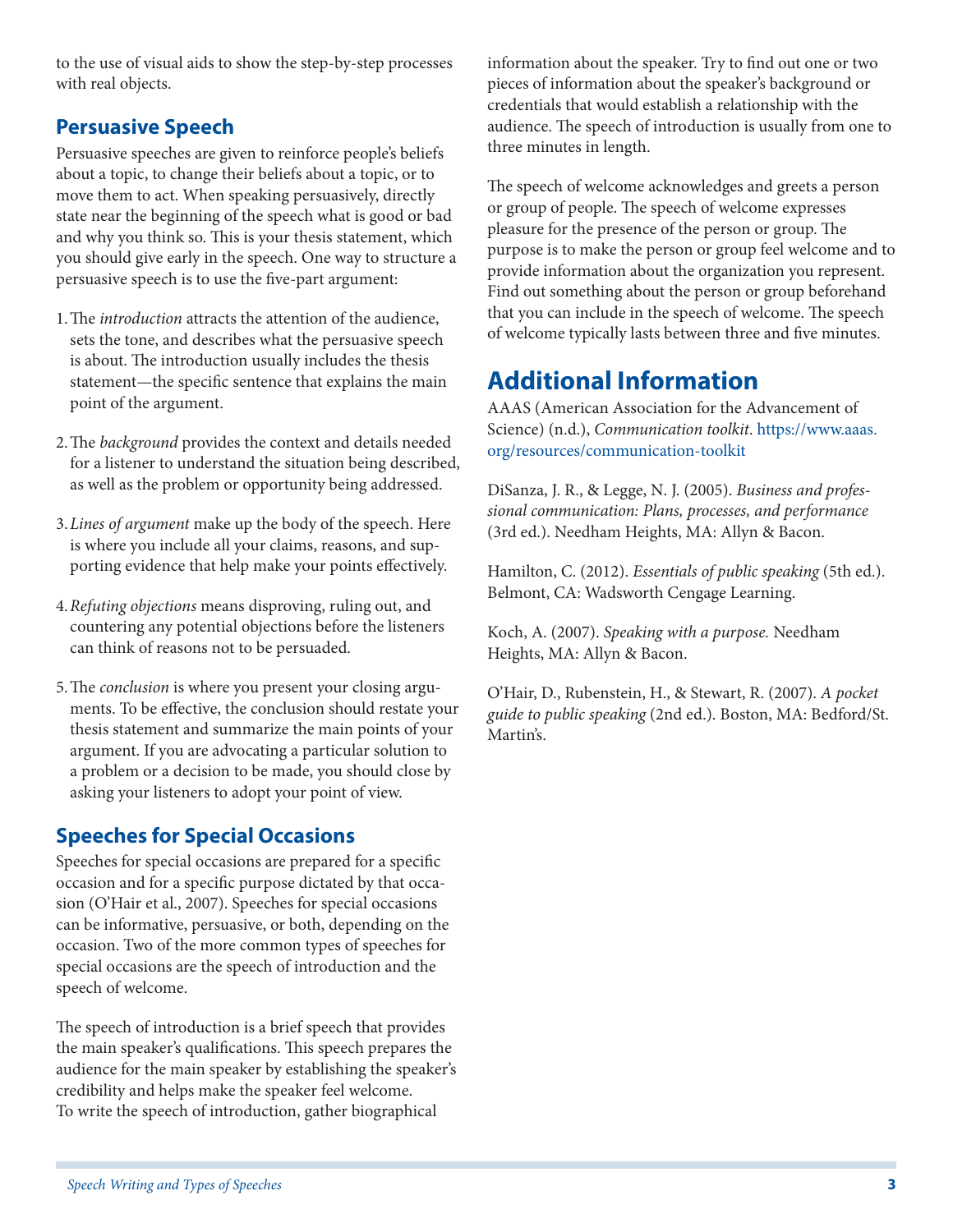to the use of visual aids to show the step-by-step processes with real objects.

### Persuasive Speech

Persuasive speeches are given to reinforce people's beliefs about a topic, to change their beliefs about a topic, or to move them to act. When speaking persuasively, directly state near the beginning of the speech what is good or bad and why you think so. This is your thesis statement, which you should give early in the speech. One way to structure a persuasive speech is to use the five-part argument:

1. The *introduction* attracts the attention of the audience, sets the tone, and describes what the persuasive speech is about. The introduction usually includes the thesis statement—the specific sentence that explains the main point of the argument.

2. The *background* provides the context and details needed for a listener to understand the situation being described, as well as the problem or opportunity being addressed.

3. *Lines of argument* make up the body of the speech. Here is where you include all your claims, reasons, and supporting evidence that help make your points effectively.

4. *Refuting objections* means disproving, ruling out, and countering any potential objections before the listeners can think of reasons not to be persuaded.

5. The *conclusion* is where you present your closing arguments. To be effective, the conclusion should restate your thesis statement and summarize the main points of your argument. If you are advocating a particular solution to a problem or a decision to be made, you should close by asking your listeners to adopt your point of view.

### Speeches for Special Occasions

Speeches for special occasions are prepared for a specific occasion and for a specific purpose dictated by that occasion (O'Hair et al., 2007). Speeches for special occasions can be informative, persuasive, or both, depending on the occasion. Two of the more common types of speeches for special occasions are the speech of introduction and the speech of welcome.

The speech of introduction is a brief speech that provides the main speaker's qualifications. This speech prepares the audience for the main speaker by establishing the speaker's credibility and helps make the speaker feel welcome. To write the speech of introduction, gather biographical information about the speaker. Try to find out one or two pieces of information about the speaker's background or credentials that would establish a relationship with the audience. The speech of introduction is usually from one to three minutes in length.

The speech of welcome acknowledges and greets a person or group of people. The speech of welcome expresses pleasure for the presence of the person or group. The purpose is to make the person or group feel welcome and to provide information about the organization you represent. Find out something about the person or group beforehand that you can include in the speech of welcome. The speech of welcome typically lasts between three and five minutes.

## Additional Information

AAAS (American Association for the Advancement of Science) (n.d.), *Communication toolkit*. https://www.aaas.org/resources/communication-toolkit

DiSanza, J. R., & Legge, N. J. (2005). *Business and professional communication: Plans, processes, and performance* (3rd ed.). Needham Heights, MA: Allyn & Bacon.

Hamilton, C. (2012). *Essentials of public speaking* (5th ed.). Belmont, CA: Wadsworth Cengage Learning.

Koch, A. (2007). *Speaking with a purpose.* Needham Heights, MA: Allyn & Bacon.

O'Hair, D., Rubenstein, H., & Stewart, R. (2007). *A pocket guide to public speaking* (2nd ed.). Boston, MA: Bedford/St. Martin's.